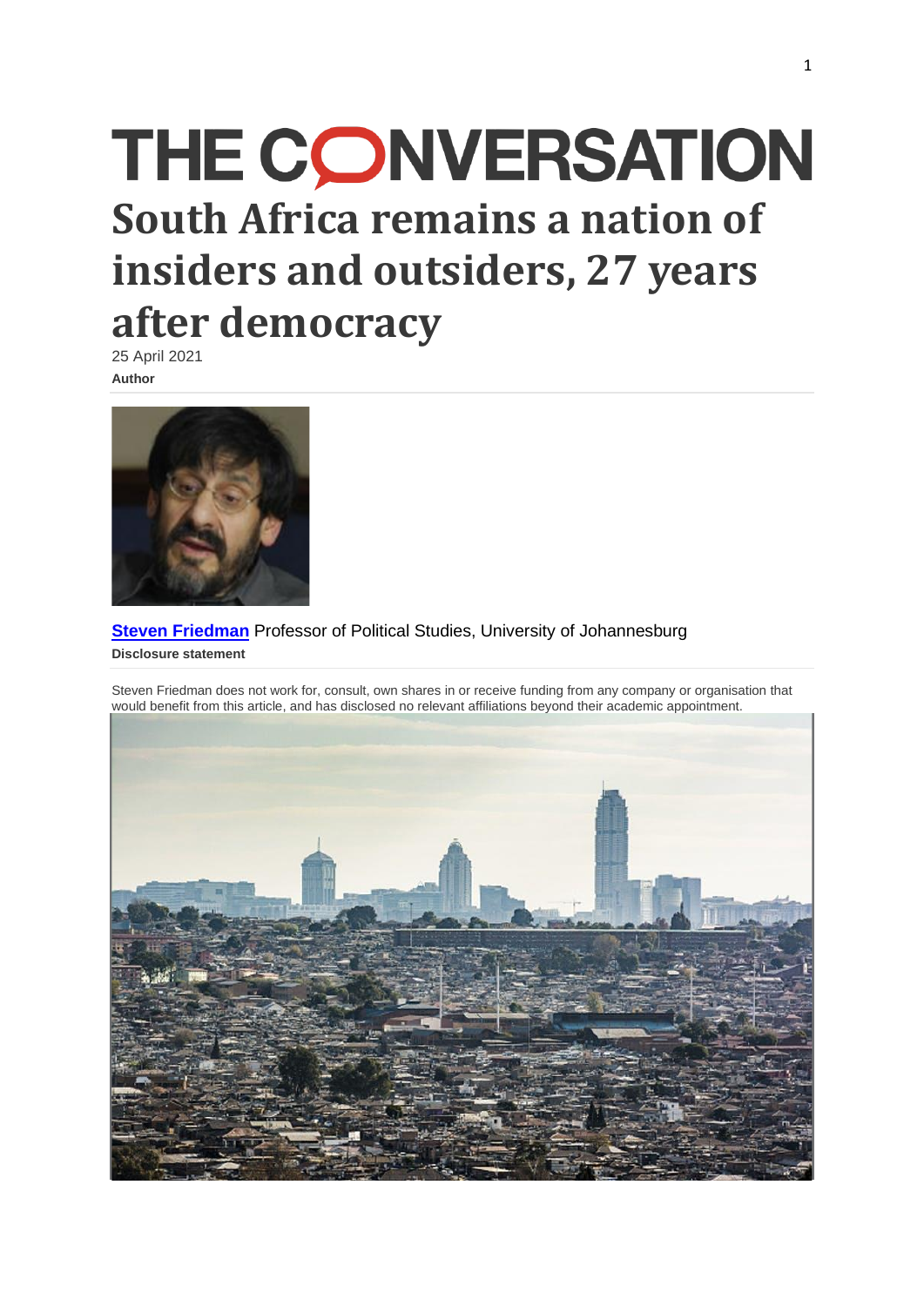# THE CONVERSATION

# South Africa remains a nation of insiders and outsiders, 27 years after democracy

25 April 2021

**Author**

**Steven Friedman** Professor of Political Studies, University of Johannesburg

**Disclosure statement**

Steven Friedman does not work for, consult, own shares in or receive funding from any company or organisation that would benefit from this article, and has disclosed no relevant affiliations beyond their academic appointment.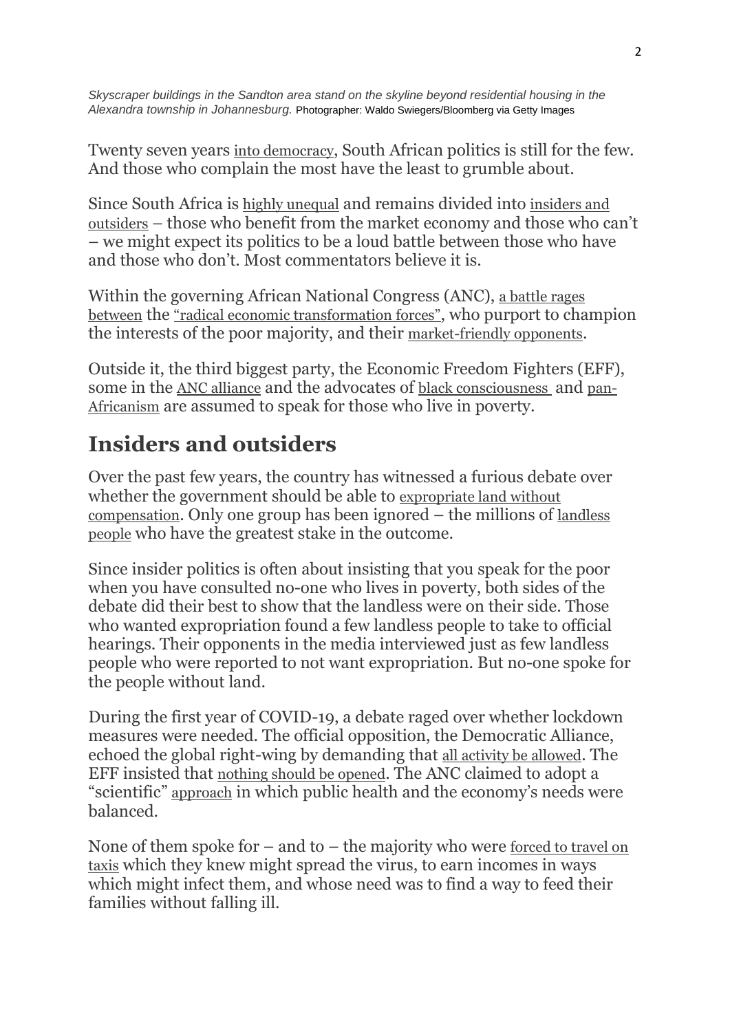*Skyscraper buildings in the Sandton area stand on the skyline beyond residential housing in the Alexandra township in Johannesburg.* Photographer: Waldo Swiegers/Bloomberg via Getty Images

Twenty seven years into democracy, South African politics is still for the few. And those who complain the most have the least to grumble about.

Since South Africa is highly unequal and remains divided into insiders and outsiders – those who benefit from the market economy and those who can't – we might expect its politics to be a loud battle between those who have and those who don't. Most commentators believe it is.

Within the governing African National Congress (ANC), a battle rages between the "radical economic transformation forces", who purport to champion the interests of the poor majority, and their market-friendly opponents.

Outside it, the third biggest party, the Economic Freedom Fighters (EFF), some in the ANC alliance and the advocates of black consciousness and pan-Africanism are assumed to speak for those who live in poverty.

## Insiders and outsiders

Over the past few years, the country has witnessed a furious debate over whether the government should be able to expropriate land without compensation. Only one group has been ignored – the millions of landless people who have the greatest stake in the outcome.

Since insider politics is often about insisting that you speak for the poor when you have consulted no-one who lives in poverty, both sides of the debate did their best to show that the landless were on their side. Those who wanted expropriation found a few landless people to take to official hearings. Their opponents in the media interviewed just as few landless people who were reported to not want expropriation. But no-one spoke for the people without land.

During the first year of COVID-19, a debate raged over whether lockdown measures were needed. The official opposition, the Democratic Alliance, echoed the global right-wing by demanding that all activity be allowed. The EFF insisted that nothing should be opened. The ANC claimed to adopt a "scientific" approach in which public health and the economy's needs were balanced.

None of them spoke for – and to – the majority who were forced to travel on taxis which they knew might spread the virus, to earn incomes in ways which might infect them, and whose need was to find a way to feed their families without falling ill.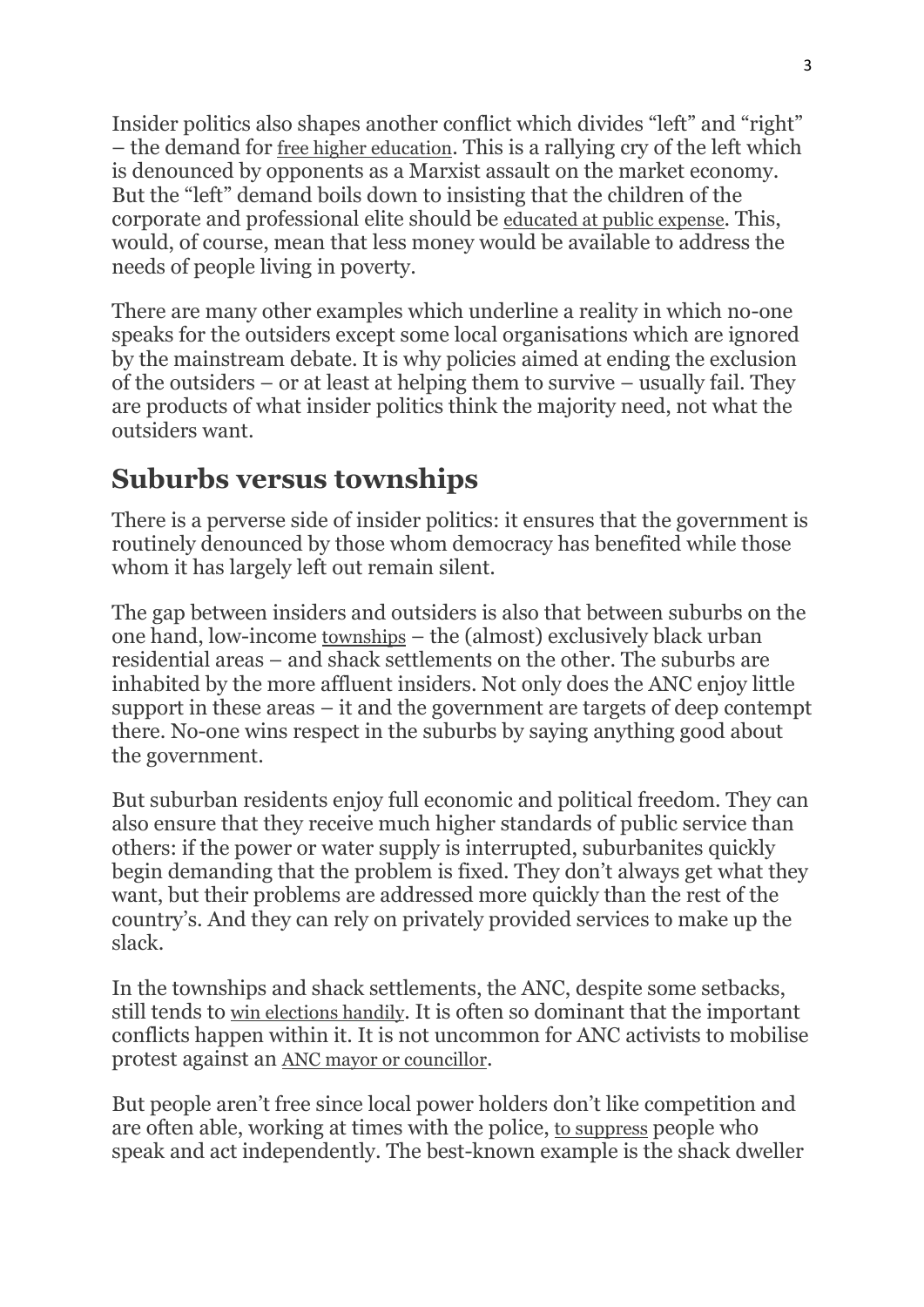Insider politics also shapes another conflict which divides "left" and "right" – the demand for free higher education. This is a rallying cry of the left which is denounced by opponents as a Marxist assault on the market economy. But the "left" demand boils down to insisting that the children of the corporate and professional elite should be educated at public expense. This, would, of course, mean that less money would be available to address the needs of people living in poverty.

There are many other examples which underline a reality in which no-one speaks for the outsiders except some local organisations which are ignored by the mainstream debate. It is why policies aimed at ending the exclusion of the outsiders – or at least at helping them to survive – usually fail. They are products of what insider politics think the majority need, not what the outsiders want.

## Suburbs versus townships

There is a perverse side of insider politics: it ensures that the government is routinely denounced by those whom democracy has benefited while those whom it has largely left out remain silent.

The gap between insiders and outsiders is also that between suburbs on the one hand, low-income townships – the (almost) exclusively black urban residential areas – and shack settlements on the other. The suburbs are inhabited by the more affluent insiders. Not only does the ANC enjoy little support in these areas – it and the government are targets of deep contempt there. No-one wins respect in the suburbs by saying anything good about the government.

But suburban residents enjoy full economic and political freedom. They can also ensure that they receive much higher standards of public service than others: if the power or water supply is interrupted, suburbanites quickly begin demanding that the problem is fixed. They don't always get what they want, but their problems are addressed more quickly than the rest of the country's. And they can rely on privately provided services to make up the slack.

In the townships and shack settlements, the ANC, despite some setbacks, still tends to win elections handily. It is often so dominant that the important conflicts happen within it. It is not uncommon for ANC activists to mobilise protest against an ANC mayor or councillor.

But people aren't free since local power holders don't like competition and are often able, working at times with the police, to suppress people who speak and act independently. The best-known example is the shack dweller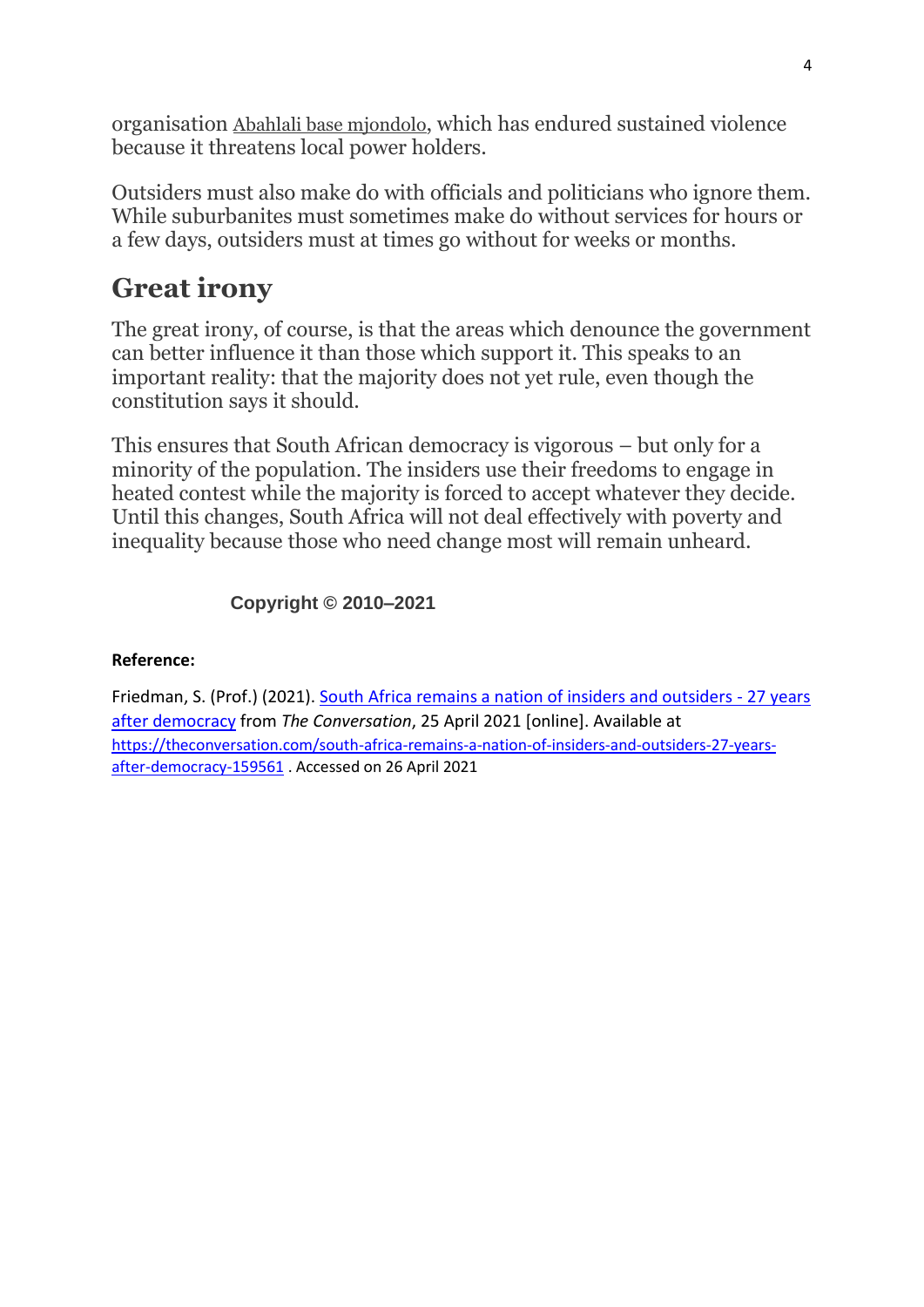organisation Abahlali base mjondolo, which has endured sustained violence because it threatens local power holders.

Outsiders must also make do with officials and politicians who ignore them. While suburbanites must sometimes make do without services for hours or a few days, outsiders must at times go without for weeks or months.

## Great irony

The great irony, of course, is that the areas which denounce the government can better influence it than those which support it. This speaks to an important reality: that the majority does not yet rule, even though the constitution says it should.

This ensures that South African democracy is vigorous – but only for a minority of the population. The insiders use their freedoms to engage in heated contest while the majority is forced to accept whatever they decide. Until this changes, South Africa will not deal effectively with poverty and inequality because those who need change most will remain unheard.

**Copyright © 2010–2021**

**Reference:**

Friedman, S. (Prof.) (2021). South Africa remains a nation of insiders and outsiders - 27 years after democracy from *The Conversation*, 25 April 2021 [online]. Available at https://theconversation.com/south-africa-remains-a-nation-of-insiders-and-outsiders-27-years-after-democracy-159561 . Accessed on 26 April 2021